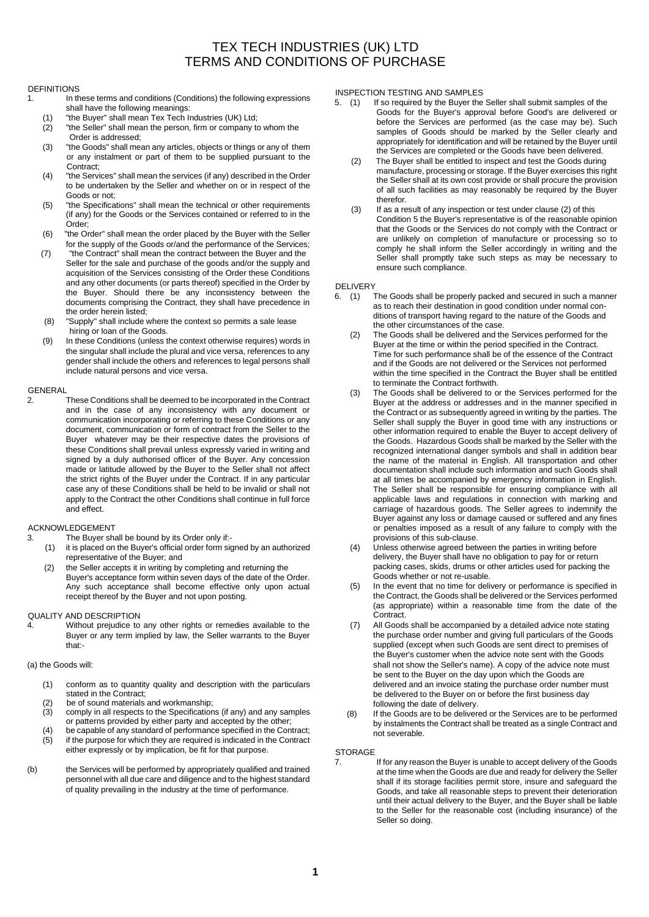# TEX TECH INDUSTRIES (UK) LTD
# TERMS AND CONDITIONS OF PURCHASE

## DEFINITIONS

1. In these terms and conditions (Conditions) the following expressions shall have the following meanings:
   (1) "the Buyer" shall mean Tex Tech Industries (UK) Ltd;
   (2) "the Seller" shall mean the person, firm or company to whom the Order is addressed;
   (3) "the Goods" shall mean any articles, objects or things or any of them or any instalment or part of them to be supplied pursuant to the Contract;
   (4) "the Services" shall mean the services (if any) described in the Order to be undertaken by the Seller and whether on or in respect of the Goods or not;
   (5) "the Specifications" shall mean the technical or other requirements (if any) for the Goods or the Services contained or referred to in the Order;
   (6) "the Order" shall mean the order placed by the Buyer with the Seller for the supply of the Goods or/and the performance of the Services;
   (7) "the Contract" shall mean the contract between the Buyer and the Seller for the sale and purchase of the goods and/or the supply and acquisition of the Services consisting of the Order these Conditions and any other documents (or parts thereof) specified in the Order by the Buyer. Should there be any inconsistency between the documents comprising the Contract, they shall have precedence in the order herein listed;
   (8) "Supply" shall include where the context so permits a sale lease hiring or loan of the Goods.
   (9) In these Conditions (unless the context otherwise requires) words in the singular shall include the plural and vice versa, references to any gender shall include the others and references to legal persons shall include natural persons and vice versa.

## GENERAL

2. These Conditions shall be deemed to be incorporated in the Contract and in the case of any inconsistency with any document or communication incorporating or referring to these Conditions or any document, communication or form of contract from the Seller to the Buyer whatever may be their respective dates the provisions of these Conditions shall prevail unless expressly varied in writing and signed by a duly authorised officer of the Buyer. Any concession made or latitude allowed by the Buyer to the Seller shall not affect the strict rights of the Buyer under the Contract. If in any particular case any of these Conditions shall be held to be invalid or shall not apply to the Contract the other Conditions shall continue in full force and effect.

## ACKNOWLEDGEMENT

3. The Buyer shall be bound by its Order only if:-
   (1) it is placed on the Buyer's official order form signed by an authorized representative of the Buyer; and
   (2) the Seller accepts it in writing by completing and returning the Buyer's acceptance form within seven days of the date of the Order. Any such acceptance shall become effective only upon actual receipt thereof by the Buyer and not upon posting.

## QUALITY AND DESCRIPTION

4. Without prejudice to any other rights or remedies available to the Buyer or any term implied by law, the Seller warrants to the Buyer that:-

(a) the Goods will:

   (1) conform as to quantity quality and description with the particulars stated in the Contract;
   (2) be of sound materials and workmanship;
   (3) comply in all respects to the Specifications (if any) and any samples or patterns provided by either party and accepted by the other;
   (4) be capable of any standard of performance specified in the Contract;
   (5) if the purpose for which they are required is indicated in the Contract either expressly or by implication, be fit for that purpose.

(b) the Services will be performed by appropriately qualified and trained personnel with all due care and diligence and to the highest standard of quality prevailing in the industry at the time of performance.

## INSPECTION TESTING AND SAMPLES

5. (1) If so required by the Buyer the Seller shall submit samples of the Goods for the Buyer's approval before Good's are delivered or before the Services are performed (as the case may be). Such samples of Goods should be marked by the Seller clearly and appropriately for identification and will be retained by the Buyer until the Services are completed or the Goods have been delivered.
   (2) The Buyer shall be entitled to inspect and test the Goods during manufacture, processing or storage. If the Buyer exercises this right the Seller shall at its own cost provide or shall procure the provision of all such facilities as may reasonably be required by the Buyer therefor.
   (3) If as a result of any inspection or test under clause (2) of this Condition 5 the Buyer's representative is of the reasonable opinion that the Goods or the Services do not comply with the Contract or are unlikely on completion of manufacture or processing so to comply he shall inform the Seller accordingly in writing and the Seller shall promptly take such steps as may be necessary to ensure such compliance.

## DELIVERY

6. (1) The Goods shall be properly packed and secured in such a manner as to reach their destination in good condition under normal conditions of transport having regard to the nature of the Goods and the other circumstances of the case.
   (2) The Goods shall be delivered and the Services performed for the Buyer at the time or within the period specified in the Contract. Time for such performance shall be of the essence of the Contract and if the Goods are not delivered or the Services not performed within the time specified in the Contract the Buyer shall be entitled to terminate the Contract forthwith.
   (3) The Goods shall be delivered to or the Services performed for the Buyer at the address or addresses and in the manner specified in the Contract or as subsequently agreed in writing by the parties. The Seller shall supply the Buyer in good time with any instructions or other information required to enable the Buyer to accept delivery of the Goods. Hazardous Goods shall be marked by the Seller with the recognized international danger symbols and shall in addition bear the name of the material in English. All transportation and other documentation shall include such information and such Goods shall at all times be accompanied by emergency information in English. The Seller shall be responsible for ensuring compliance with all applicable laws and regulations in connection with marking and carriage of hazardous goods. The Seller agrees to indemnify the Buyer against any loss or damage caused or suffered and any fines or penalties imposed as a result of any failure to comply with the provisions of this sub-clause.
   (4) Unless otherwise agreed between the parties in writing before delivery, the Buyer shall have no obligation to pay for or return packing cases, skids, drums or other articles used for packing the Goods whether or not re-usable.
   (5) In the event that no time for delivery or performance is specified in the Contract, the Goods shall be delivered or the Services performed (as appropriate) within a reasonable time from the date of the Contract.
   (7) All Goods shall be accompanied by a detailed advice note stating the purchase order number and giving full particulars of the Goods supplied (except when such Goods are sent direct to premises of the Buyer's customer when the advice note sent with the Goods shall not show the Seller's name). A copy of the advice note must be sent to the Buyer on the day upon which the Goods are delivered and an invoice stating the purchase order number must be delivered to the Buyer on or before the first business day following the date of delivery.
   (8) If the Goods are to be delivered or the Services are to be performed by instalments the Contract shall be treated as a single Contract and not severable.

## STORAGE

7. If for any reason the Buyer is unable to accept delivery of the Goods at the time when the Goods are due and ready for delivery the Seller shall if its storage facilities permit store, insure and safeguard the Goods, and take all reasonable steps to prevent their deterioration until their actual delivery to the Buyer, and the Buyer shall be liable to the Seller for the reasonable cost (including insurance) of the Seller so doing.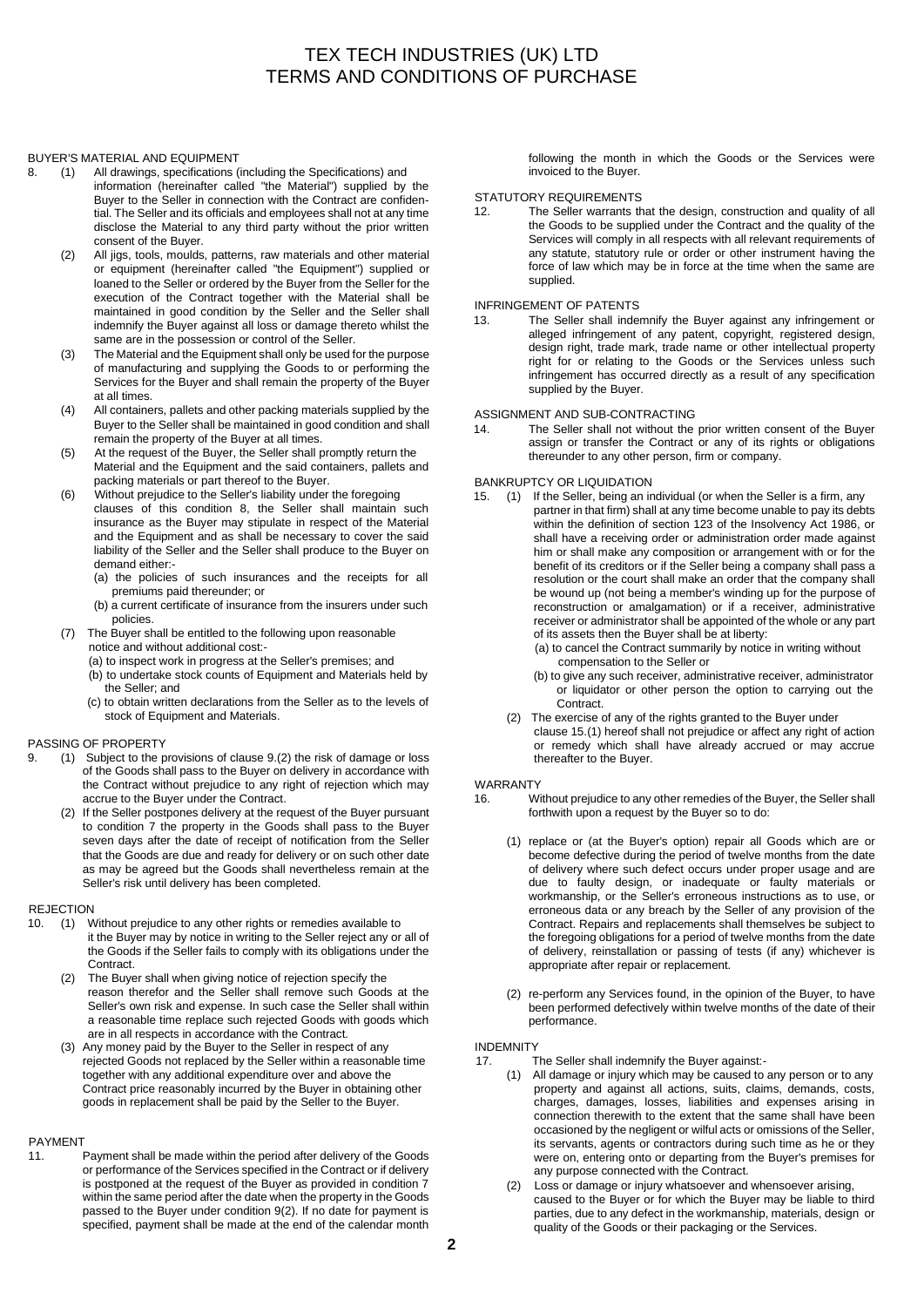# TEX TECH INDUSTRIES (UK) LTD
# TERMS AND CONDITIONS OF PURCHASE

BUYER'S MATERIAL AND EQUIPMENT

8. (1) All drawings, specifications (including the Specifications) and information (hereinafter called "the Material") supplied by the Buyer to the Seller in connection with the Contract are confidential. The Seller and its officials and employees shall not at any time disclose the Material to any third party without the prior written consent of the Buyer.

   (2) All jigs, tools, moulds, patterns, raw materials and other material or equipment (hereinafter called "the Equipment") supplied or loaned to the Seller or ordered by the Buyer from the Seller for the execution of the Contract together with the Material shall be maintained in good condition by the Seller and the Seller shall indemnify the Buyer against all loss or damage thereto whilst the same are in the possession or control of the Seller.

   (3) The Material and the Equipment shall only be used for the purpose of manufacturing and supplying the Goods to or performing the Services for the Buyer and shall remain the property of the Buyer at all times.

   (4) All containers, pallets and other packing materials supplied by the Buyer to the Seller shall be maintained in good condition and shall remain the property of the Buyer at all times.

   (5) At the request of the Buyer, the Seller shall promptly return the Material and the Equipment and the said containers, pallets and packing materials or part thereof to the Buyer.

   (6) Without prejudice to the Seller's liability under the foregoing clauses of this condition 8, the Seller shall maintain such insurance as the Buyer may stipulate in respect of the Material and the Equipment and as shall be necessary to cover the said liability of the Seller and the Seller shall produce to the Buyer on demand either:-

   (a) the policies of such insurances and the receipts for all premiums paid thereunder; or

   (b) a current certificate of insurance from the insurers under such policies.

   (7) The Buyer shall be entitled to the following upon reasonable notice and without additional cost:-

   (a) to inspect work in progress at the Seller's premises; and

   (b) to undertake stock counts of Equipment and Materials held by the Seller; and

   (c) to obtain written declarations from the Seller as to the levels of stock of Equipment and Materials.

PASSING OF PROPERTY

9. (1) Subject to the provisions of clause 9.(2) the risk of damage or loss of the Goods shall pass to the Buyer on delivery in accordance with the Contract without prejudice to any right of rejection which may accrue to the Buyer under the Contract.

   (2) If the Seller postpones delivery at the request of the Buyer pursuant to condition 7 the property in the Goods shall pass to the Buyer seven days after the date of receipt of notification from the Seller that the Goods are due and ready for delivery or on such other date as may be agreed but the Goods shall nevertheless remain at the Seller's risk until delivery has been completed.

REJECTION

10. (1) Without prejudice to any other rights or remedies available to it the Buyer may by notice in writing to the Seller reject any or all of the Goods if the Seller fails to comply with its obligations under the Contract.

   (2) The Buyer shall when giving notice of rejection specify the reason therefor and the Seller shall remove such Goods at the Seller's own risk and expense. In such case the Seller shall within a reasonable time replace such rejected Goods with goods which are in all respects in accordance with the Contract.

   (3) Any money paid by the Buyer to the Seller in respect of any rejected Goods not replaced by the Seller within a reasonable time together with any additional expenditure over and above the Contract price reasonably incurred by the Buyer in obtaining other goods in replacement shall be paid by the Seller to the Buyer.

PAYMENT

11. Payment shall be made within the period after delivery of the Goods or performance of the Services specified in the Contract or if delivery is postponed at the request of the Buyer as provided in condition 7 within the same period after the date when the property in the Goods passed to the Buyer under condition 9(2). If no date for payment is specified, payment shall be made at the end of the calendar month following the month in which the Goods or the Services were invoiced to the Buyer.

STATUTORY REQUIREMENTS

12. The Seller warrants that the design, construction and quality of all the Goods to be supplied under the Contract and the quality of the Services will comply in all respects with all relevant requirements of any statute, statutory rule or order or other instrument having the force of law which may be in force at the time when the same are supplied.

INFRINGEMENT OF PATENTS

13. The Seller shall indemnify the Buyer against any infringement or alleged infringement of any patent, copyright, registered design, design right, trade mark, trade name or other intellectual property right for or relating to the Goods or the Services unless such infringement has occurred directly as a result of any specification supplied by the Buyer.

ASSIGNMENT AND SUB-CONTRACTING

14. The Seller shall not without the prior written consent of the Buyer assign or transfer the Contract or any of its rights or obligations thereunder to any other person, firm or company.

BANKRUPTCY OR LIQUIDATION

15. (1) If the Seller, being an individual (or when the Seller is a firm, any partner in that firm) shall at any time become unable to pay its debts within the definition of section 123 of the Insolvency Act 1986, or shall have a receiving order or administration order made against him or shall make any composition or arrangement with or for the benefit of its creditors or if the Seller being a company shall pass a resolution or the court shall make an order that the company shall be wound up (not being a member's winding up for the purpose of reconstruction or amalgamation) or if a receiver, administrative receiver or administrator shall be appointed of the whole or any part of its assets then the Buyer shall be at liberty:

   (a) to cancel the Contract summarily by notice in writing without compensation to the Seller or

   (b) to give any such receiver, administrative receiver, administrator or liquidator or other person the option to carrying out the Contract.

   (2) The exercise of any of the rights granted to the Buyer under clause 15.(1) hereof shall not prejudice or affect any right of action or remedy which shall have already accrued or may accrue thereafter to the Buyer.

WARRANTY

16. Without prejudice to any other remedies of the Buyer, the Seller shall forthwith upon a request by the Buyer so to do:

   (1) replace or (at the Buyer's option) repair all Goods which are or become defective during the period of twelve months from the date of delivery where such defect occurs under proper usage and are due to faulty design, or inadequate or faulty materials or workmanship, or the Seller's erroneous instructions as to use, or erroneous data or any breach by the Seller of any provision of the Contract. Repairs and replacements shall themselves be subject to the foregoing obligations for a period of twelve months from the date of delivery, reinstallation or passing of tests (if any) whichever is appropriate after repair or replacement.

   (2) re-perform any Services found, in the opinion of the Buyer, to have been performed defectively within twelve months of the date of their performance.

INDEMNITY

17. The Seller shall indemnify the Buyer against:-

   (1) All damage or injury which may be caused to any person or to any property and against all actions, suits, claims, demands, costs, charges, damages, losses, liabilities and expenses arising in connection therewith to the extent that the same shall have been occasioned by the negligent or wilful acts or omissions of the Seller, its servants, agents or contractors during such time as he or they were on, entering onto or departing from the Buyer's premises for any purpose connected with the Contract.

   (2) Loss or damage or injury whatsoever and whensoever arising, caused to the Buyer or for which the Buyer may be liable to third parties, due to any defect in the workmanship, materials, design or quality of the Goods or their packaging or the Services.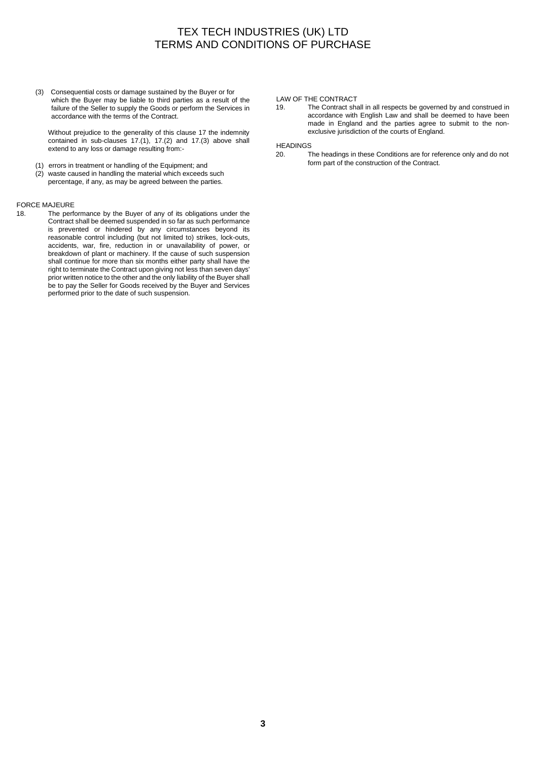(3) Consequential costs or damage sustained by the Buyer or for which the Buyer may be liable to third parties as a result of the failure of the Seller to supply the Goods or perform the Services in accordance with the terms of the Contract.

Without prejudice to the generality of this clause 17 the indemnity contained in sub-clauses 17.(1), 17.(2) and 17.(3) above shall extend to any loss or damage resulting from:-

(1) errors in treatment or handling of the Equipment; and
(2) waste caused in handling the material which exceeds such percentage, if any, as may be agreed between the parties.

FORCE MAJEURE

18. The performance by the Buyer of any of its obligations under the Contract shall be deemed suspended in so far as such performance is prevented or hindered by any circumstances beyond its reasonable control including (but not limited to) strikes, lock-outs, accidents, war, fire, reduction in or unavailability of power, or breakdown of plant or machinery. If the cause of such suspension shall continue for more than six months either party shall have the right to terminate the Contract upon giving not less than seven days' prior written notice to the other and the only liability of the Buyer shall be to pay the Seller for Goods received by the Buyer and Services performed prior to the date of such suspension.

LAW OF THE CONTRACT

19. The Contract shall in all respects be governed by and construed in accordance with English Law and shall be deemed to have been made in England and the parties agree to submit to the non-exclusive jurisdiction of the courts of England.

HEADINGS

20. The headings in these Conditions are for reference only and do not form part of the construction of the Contract.